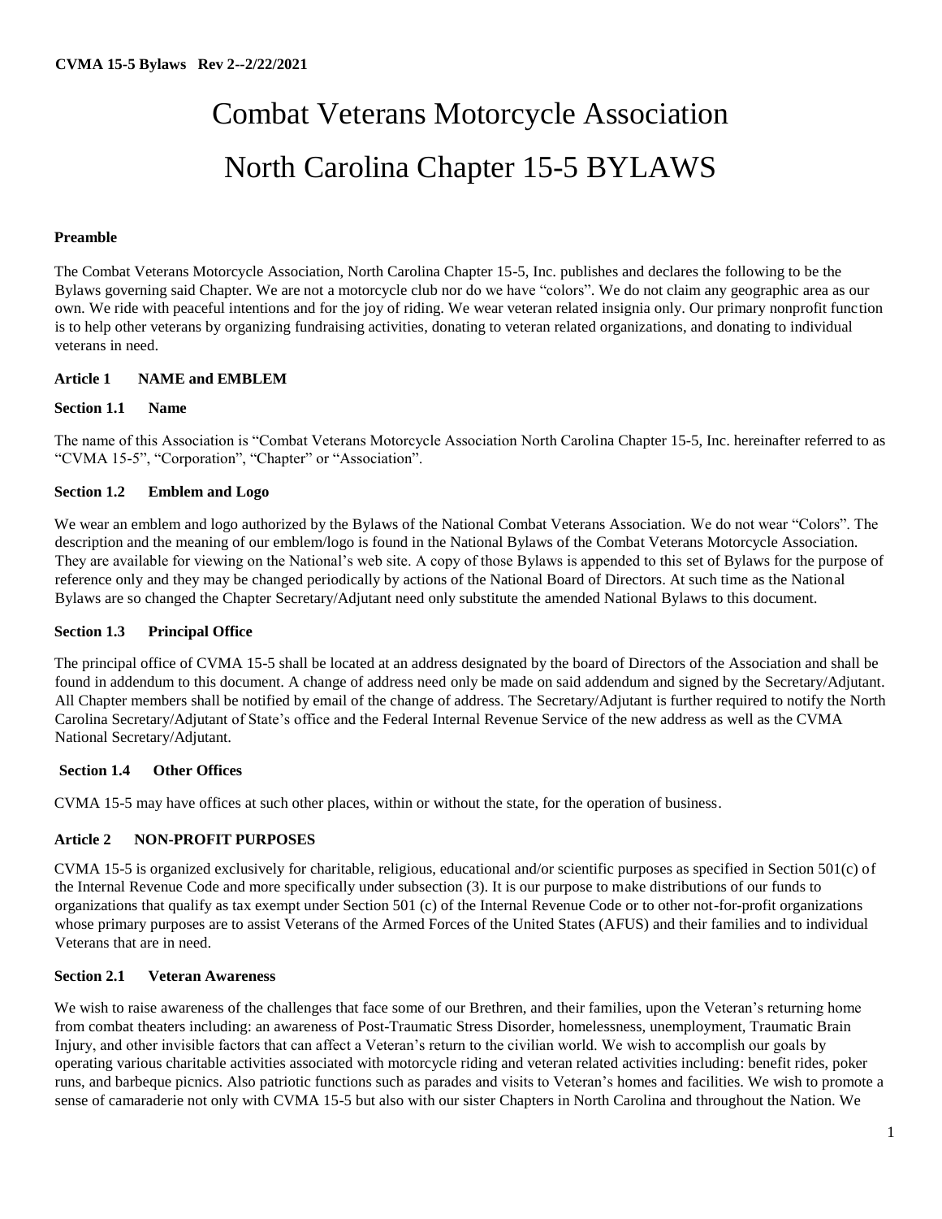# Combat Veterans Motorcycle Association

# North Carolina Chapter 15-5 BYLAWS

**Preamble**

The Combat Veterans Motorcycle Association, North Carolina Chapter 15-5, Inc. publishes and declares the following to be the Bylaws governing said Chapter. We are not a motorcycle club nor do we have "colors". We do not claim any geographic area as our own. We ride with peaceful intentions and for the joy of riding. We wear veteran related insignia only. Our primary nonprofit function is to help other veterans by organizing fundraising activities, donating to veteran related organizations, and donating to individual veterans in need.

## Article 1 NAME and EMBLEM

### Section 1.1 Name

The name of this Association is "Combat Veterans Motorcycle Association North Carolina Chapter 15-5, Inc. hereinafter referred to as "CVMA 15-5", "Corporation", "Chapter" or "Association".

### Section 1.2 Emblem and Logo

We wear an emblem and logo authorized by the Bylaws of the National Combat Veterans Association. We do not wear "Colors". The description and the meaning of our emblem/logo is found in the National Bylaws of the Combat Veterans Motorcycle Association. They are available for viewing on the National's web site. A copy of those Bylaws is appended to this set of Bylaws for the purpose of reference only and they may be changed periodically by actions of the National Board of Directors. At such time as the National Bylaws are so changed the Chapter Secretary/Adjutant need only substitute the amended National Bylaws to this document.

### Section 1.3 Principal Office

The principal office of CVMA 15-5 shall be located at an address designated by the board of Directors of the Association and shall be found in addendum to this document. A change of address need only be made on said addendum and signed by the Secretary/Adjutant. All Chapter members shall be notified by email of the change of address. The Secretary/Adjutant is further required to notify the North Carolina Secretary/Adjutant of State's office and the Federal Internal Revenue Service of the new address as well as the CVMA National Secretary/Adjutant.

### Section 1.4 Other Offices

CVMA 15-5 may have offices at such other places, within or without the state, for the operation of business.

## Article 2 NON-PROFIT PURPOSES

CVMA 15-5 is organized exclusively for charitable, religious, educational and/or scientific purposes as specified in Section 501(c) of the Internal Revenue Code and more specifically under subsection (3). It is our purpose to make distributions of our funds to organizations that qualify as tax exempt under Section 501 (c) of the Internal Revenue Code or to other not-for-profit organizations whose primary purposes are to assist Veterans of the Armed Forces of the United States (AFUS) and their families and to individual Veterans that are in need.

### Section 2.1 Veteran Awareness

We wish to raise awareness of the challenges that face some of our Brethren, and their families, upon the Veteran's returning home from combat theaters including: an awareness of Post-Traumatic Stress Disorder, homelessness, unemployment, Traumatic Brain Injury, and other invisible factors that can affect a Veteran's return to the civilian world. We wish to accomplish our goals by operating various charitable activities associated with motorcycle riding and veteran related activities including: benefit rides, poker runs, and barbeque picnics. Also patriotic functions such as parades and visits to Veteran's homes and facilities. We wish to promote a sense of camaraderie not only with CVMA 15-5 but also with our sister Chapters in North Carolina and throughout the Nation. We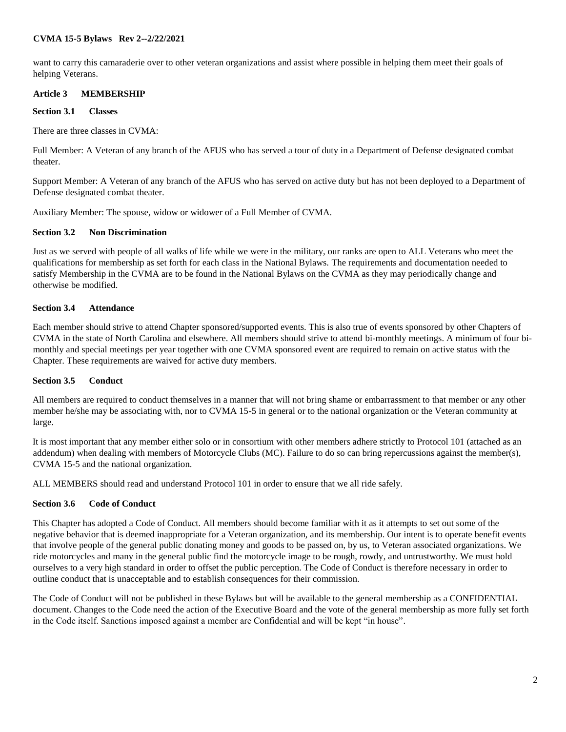want to carry this camaraderie over to other veteran organizations and assist where possible in helping them meet their goals of helping Veterans.

## Article 3 MEMBERSHIP

### Section 3.1 Classes

There are three classes in CVMA:

Full Member: A Veteran of any branch of the AFUS who has served a tour of duty in a Department of Defense designated combat theater.

Support Member: A Veteran of any branch of the AFUS who has served on active duty but has not been deployed to a Department of Defense designated combat theater.

Auxiliary Member: The spouse, widow or widower of a Full Member of CVMA.

### Section 3.2 Non Discrimination

Just as we served with people of all walks of life while we were in the military, our ranks are open to ALL Veterans who meet the qualifications for membership as set forth for each class in the National Bylaws. The requirements and documentation needed to satisfy Membership in the CVMA are to be found in the National Bylaws on the CVMA as they may periodically change and otherwise be modified.

### Section 3.4 Attendance

Each member should strive to attend Chapter sponsored/supported events. This is also true of events sponsored by other Chapters of CVMA in the state of North Carolina and elsewhere. All members should strive to attend bi-monthly meetings. A minimum of four bi-monthly and special meetings per year together with one CVMA sponsored event are required to remain on active status with the Chapter. These requirements are waived for active duty members.

### Section 3.5 Conduct

All members are required to conduct themselves in a manner that will not bring shame or embarrassment to that member or any other member he/she may be associating with, nor to CVMA 15-5 in general or to the national organization or the Veteran community at large.

It is most important that any member either solo or in consortium with other members adhere strictly to Protocol 101 (attached as an addendum) when dealing with members of Motorcycle Clubs (MC). Failure to do so can bring repercussions against the member(s), CVMA 15-5 and the national organization.

ALL MEMBERS should read and understand Protocol 101 in order to ensure that we all ride safely.

### Section 3.6 Code of Conduct

This Chapter has adopted a Code of Conduct. All members should become familiar with it as it attempts to set out some of the negative behavior that is deemed inappropriate for a Veteran organization, and its membership. Our intent is to operate benefit events that involve people of the general public donating money and goods to be passed on, by us, to Veteran associated organizations. We ride motorcycles and many in the general public find the motorcycle image to be rough, rowdy, and untrustworthy. We must hold ourselves to a very high standard in order to offset the public perception. The Code of Conduct is therefore necessary in order to outline conduct that is unacceptable and to establish consequences for their commission.

The Code of Conduct will not be published in these Bylaws but will be available to the general membership as a CONFIDENTIAL document. Changes to the Code need the action of the Executive Board and the vote of the general membership as more fully set forth in the Code itself. Sanctions imposed against a member are Confidential and will be kept "in house".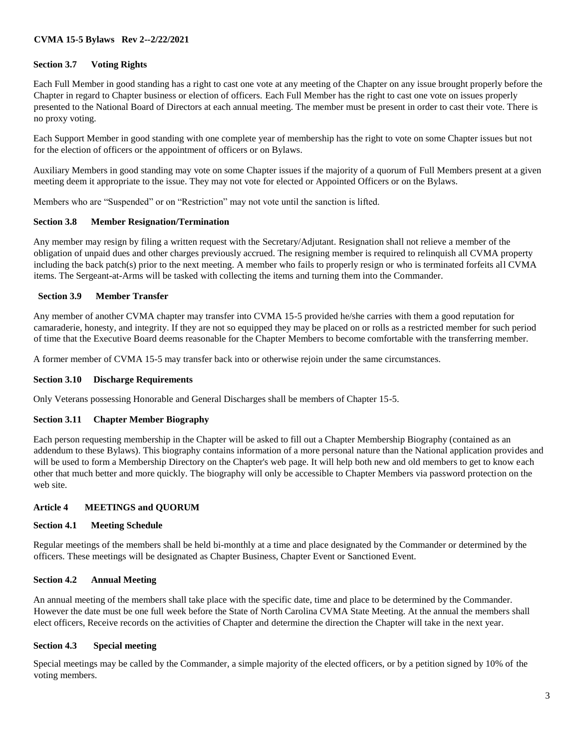### Section 3.7 Voting Rights

Each Full Member in good standing has a right to cast one vote at any meeting of the Chapter on any issue brought properly before the Chapter in regard to Chapter business or election of officers. Each Full Member has the right to cast one vote on issues properly presented to the National Board of Directors at each annual meeting. The member must be present in order to cast their vote. There is no proxy voting.

Each Support Member in good standing with one complete year of membership has the right to vote on some Chapter issues but not for the election of officers or the appointment of officers or on Bylaws.

Auxiliary Members in good standing may vote on some Chapter issues if the majority of a quorum of Full Members present at a given meeting deem it appropriate to the issue. They may not vote for elected or Appointed Officers or on the Bylaws.

Members who are "Suspended" or on "Restriction" may not vote until the sanction is lifted.

### Section 3.8 Member Resignation/Termination

Any member may resign by filing a written request with the Secretary/Adjutant. Resignation shall not relieve a member of the obligation of unpaid dues and other charges previously accrued. The resigning member is required to relinquish all CVMA property including the back patch(s) prior to the next meeting. A member who fails to properly resign or who is terminated forfeits all CVMA items. The Sergeant-at-Arms will be tasked with collecting the items and turning them into the Commander.

### Section 3.9 Member Transfer

Any member of another CVMA chapter may transfer into CVMA 15-5 provided he/she carries with them a good reputation for camaraderie, honesty, and integrity. If they are not so equipped they may be placed on or rolls as a restricted member for such period of time that the Executive Board deems reasonable for the Chapter Members to become comfortable with the transferring member.

A former member of CVMA 15-5 may transfer back into or otherwise rejoin under the same circumstances.

### Section 3.10 Discharge Requirements

Only Veterans possessing Honorable and General Discharges shall be members of Chapter 15-5.

### Section 3.11 Chapter Member Biography

Each person requesting membership in the Chapter will be asked to fill out a Chapter Membership Biography (contained as an addendum to these Bylaws). This biography contains information of a more personal nature than the National application provides and will be used to form a Membership Directory on the Chapter's web page. It will help both new and old members to get to know each other that much better and more quickly. The biography will only be accessible to Chapter Members via password protection on the web site.

## Article 4 MEETINGS and QUORUM

### Section 4.1 Meeting Schedule

Regular meetings of the members shall be held bi-monthly at a time and place designated by the Commander or determined by the officers. These meetings will be designated as Chapter Business, Chapter Event or Sanctioned Event.

### Section 4.2 Annual Meeting

An annual meeting of the members shall take place with the specific date, time and place to be determined by the Commander. However the date must be one full week before the State of North Carolina CVMA State Meeting. At the annual the members shall elect officers, Receive records on the activities of Chapter and determine the direction the Chapter will take in the next year.

### Section 4.3 Special meeting

Special meetings may be called by the Commander, a simple majority of the elected officers, or by a petition signed by 10% of the voting members.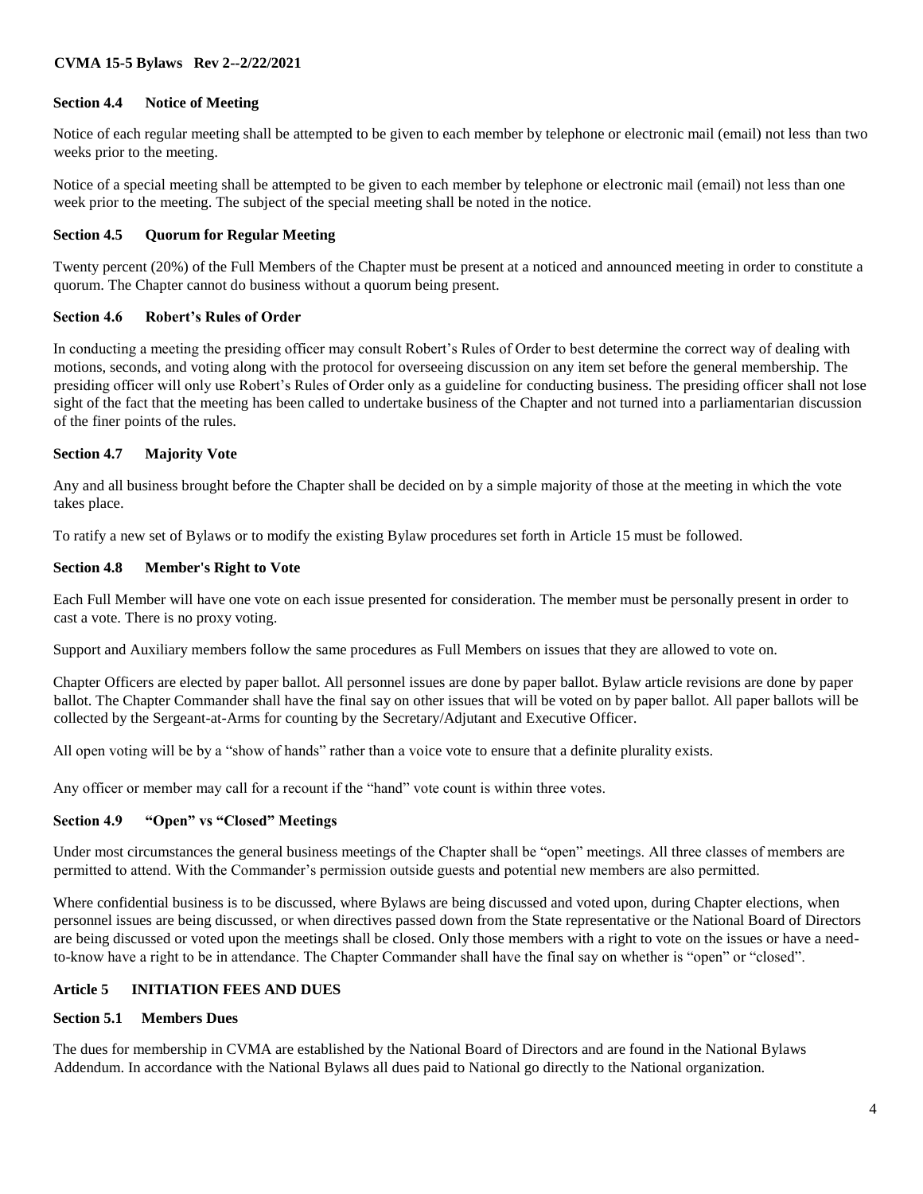### Section 4.4 Notice of Meeting

Notice of each regular meeting shall be attempted to be given to each member by telephone or electronic mail (email) not less than two weeks prior to the meeting.

Notice of a special meeting shall be attempted to be given to each member by telephone or electronic mail (email) not less than one week prior to the meeting. The subject of the special meeting shall be noted in the notice.

### Section 4.5 Quorum for Regular Meeting

Twenty percent (20%) of the Full Members of the Chapter must be present at a noticed and announced meeting in order to constitute a quorum. The Chapter cannot do business without a quorum being present.

### Section 4.6 Robert's Rules of Order

In conducting a meeting the presiding officer may consult Robert's Rules of Order to best determine the correct way of dealing with motions, seconds, and voting along with the protocol for overseeing discussion on any item set before the general membership. The presiding officer will only use Robert's Rules of Order only as a guideline for conducting business. The presiding officer shall not lose sight of the fact that the meeting has been called to undertake business of the Chapter and not turned into a parliamentarian discussion of the finer points of the rules.

### Section 4.7 Majority Vote

Any and all business brought before the Chapter shall be decided on by a simple majority of those at the meeting in which the vote takes place.

To ratify a new set of Bylaws or to modify the existing Bylaw procedures set forth in Article 15 must be followed.

### Section 4.8 Member's Right to Vote

Each Full Member will have one vote on each issue presented for consideration. The member must be personally present in order to cast a vote. There is no proxy voting.

Support and Auxiliary members follow the same procedures as Full Members on issues that they are allowed to vote on.

Chapter Officers are elected by paper ballot. All personnel issues are done by paper ballot. Bylaw article revisions are done by paper ballot. The Chapter Commander shall have the final say on other issues that will be voted on by paper ballot. All paper ballots will be collected by the Sergeant-at-Arms for counting by the Secretary/Adjutant and Executive Officer.

All open voting will be by a "show of hands" rather than a voice vote to ensure that a definite plurality exists.

Any officer or member may call for a recount if the "hand" vote count is within three votes.

### Section 4.9 "Open" vs "Closed" Meetings

Under most circumstances the general business meetings of the Chapter shall be "open" meetings. All three classes of members are permitted to attend. With the Commander's permission outside guests and potential new members are also permitted.

Where confidential business is to be discussed, where Bylaws are being discussed and voted upon, during Chapter elections, when personnel issues are being discussed, or when directives passed down from the State representative or the National Board of Directors are being discussed or voted upon the meetings shall be closed. Only those members with a right to vote on the issues or have a need-to-know have a right to be in attendance. The Chapter Commander shall have the final say on whether is "open" or "closed".

## Article 5 INITIATION FEES AND DUES

### Section 5.1 Members Dues

The dues for membership in CVMA are established by the National Board of Directors and are found in the National Bylaws Addendum. In accordance with the National Bylaws all dues paid to National go directly to the National organization.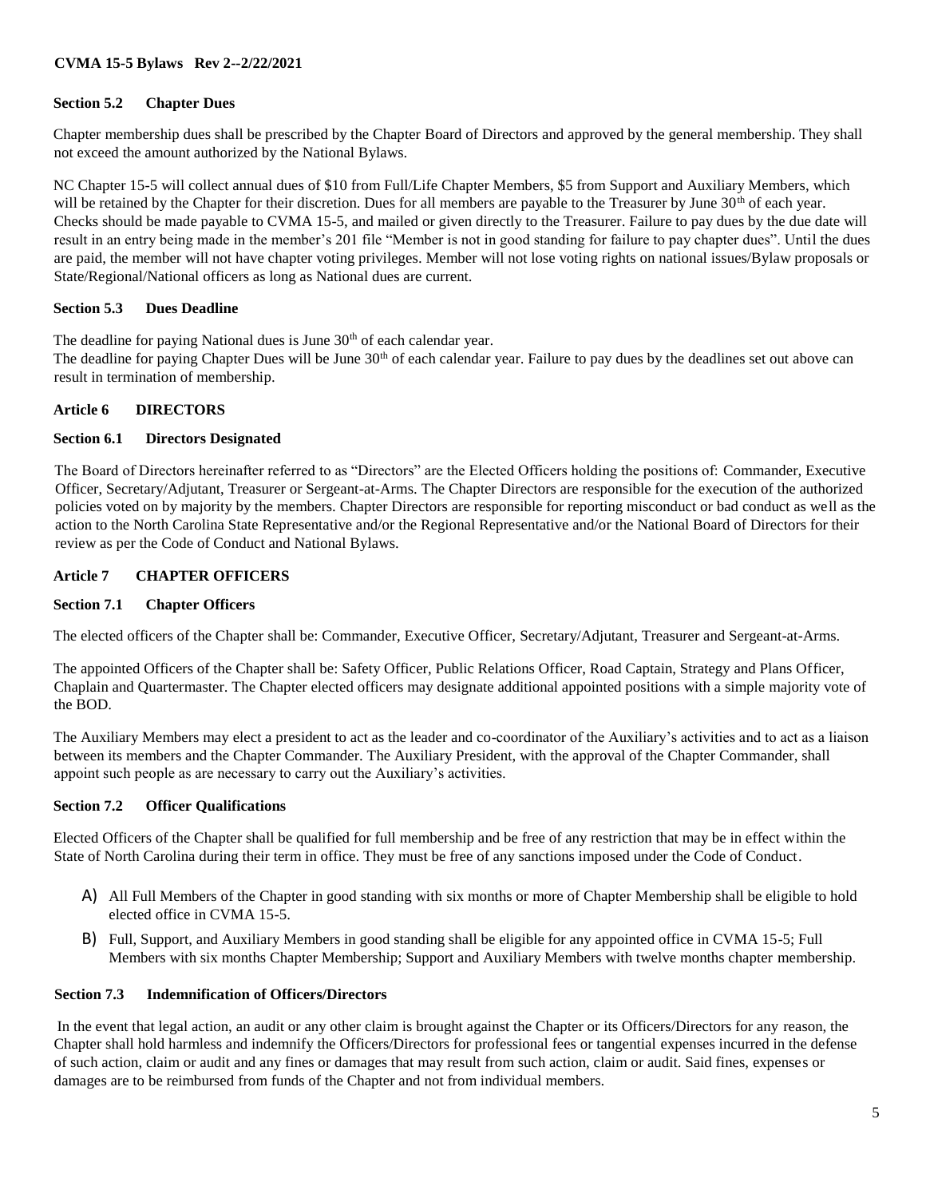### Section 5.2 Chapter Dues

Chapter membership dues shall be prescribed by the Chapter Board of Directors and approved by the general membership. They shall not exceed the amount authorized by the National Bylaws.

NC Chapter 15-5 will collect annual dues of $10 from Full/Life Chapter Members, $5 from Support and Auxiliary Members, which will be retained by the Chapter for their discretion. Dues for all members are payable to the Treasurer by June 30th of each year. Checks should be made payable to CVMA 15-5, and mailed or given directly to the Treasurer. Failure to pay dues by the due date will result in an entry being made in the member's 201 file "Member is not in good standing for failure to pay chapter dues". Until the dues are paid, the member will not have chapter voting privileges. Member will not lose voting rights on national issues/Bylaw proposals or State/Regional/National officers as long as National dues are current.

### Section 5.3 Dues Deadline

The deadline for paying National dues is June 30th of each calendar year.
The deadline for paying Chapter Dues will be June 30th of each calendar year. Failure to pay dues by the deadlines set out above can result in termination of membership.

## Article 6 DIRECTORS

### Section 6.1 Directors Designated

The Board of Directors hereinafter referred to as "Directors" are the Elected Officers holding the positions of: Commander, Executive Officer, Secretary/Adjutant, Treasurer or Sergeant-at-Arms. The Chapter Directors are responsible for the execution of the authorized policies voted on by majority by the members. Chapter Directors are responsible for reporting misconduct or bad conduct as well as the action to the North Carolina State Representative and/or the Regional Representative and/or the National Board of Directors for their review as per the Code of Conduct and National Bylaws.

## Article 7 CHAPTER OFFICERS

### Section 7.1 Chapter Officers

The elected officers of the Chapter shall be: Commander, Executive Officer, Secretary/Adjutant, Treasurer and Sergeant-at-Arms.

The appointed Officers of the Chapter shall be: Safety Officer, Public Relations Officer, Road Captain, Strategy and Plans Officer, Chaplain and Quartermaster. The Chapter elected officers may designate additional appointed positions with a simple majority vote of the BOD.

The Auxiliary Members may elect a president to act as the leader and co-coordinator of the Auxiliary's activities and to act as a liaison between its members and the Chapter Commander. The Auxiliary President, with the approval of the Chapter Commander, shall appoint such people as are necessary to carry out the Auxiliary's activities.

### Section 7.2 Officer Qualifications

Elected Officers of the Chapter shall be qualified for full membership and be free of any restriction that may be in effect within the State of North Carolina during their term in office. They must be free of any sanctions imposed under the Code of Conduct.

A) All Full Members of the Chapter in good standing with six months or more of Chapter Membership shall be eligible to hold elected office in CVMA 15-5.

B) Full, Support, and Auxiliary Members in good standing shall be eligible for any appointed office in CVMA 15-5; Full Members with six months Chapter Membership; Support and Auxiliary Members with twelve months chapter membership.

### Section 7.3 Indemnification of Officers/Directors

In the event that legal action, an audit or any other claim is brought against the Chapter or its Officers/Directors for any reason, the Chapter shall hold harmless and indemnify the Officers/Directors for professional fees or tangential expenses incurred in the defense of such action, claim or audit and any fines or damages that may result from such action, claim or audit. Said fines, expenses or damages are to be reimbursed from funds of the Chapter and not from individual members.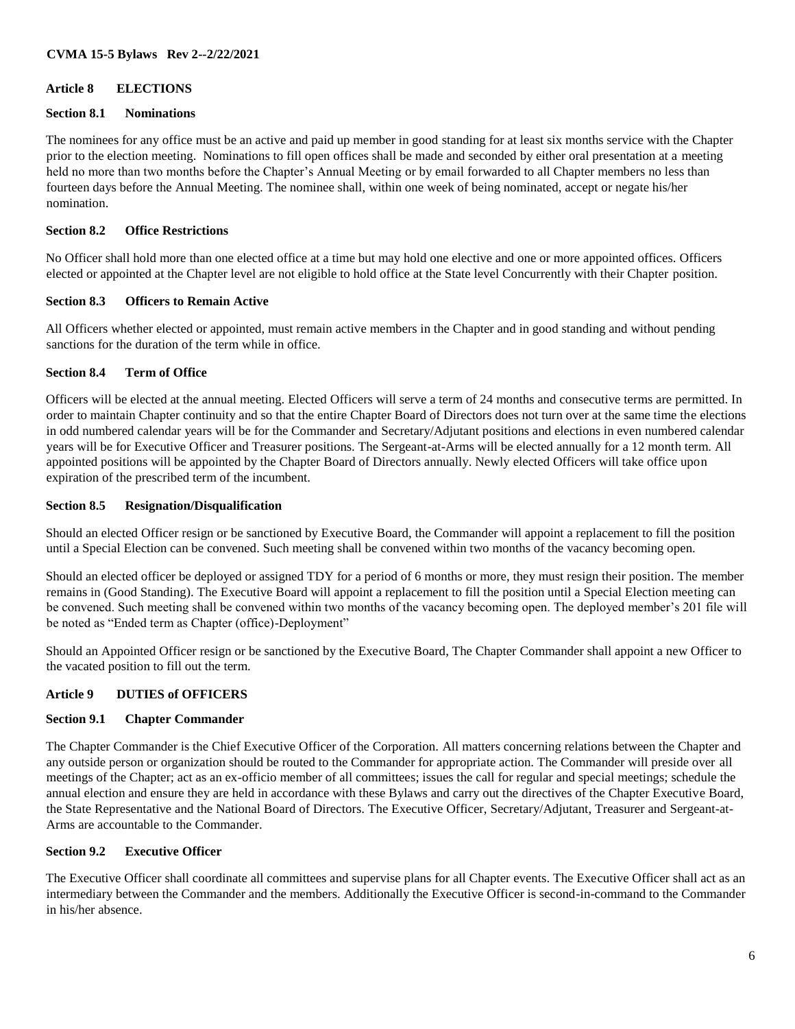## Article 8 ELECTIONS

### Section 8.1 Nominations

The nominees for any office must be an active and paid up member in good standing for at least six months service with the Chapter prior to the election meeting. Nominations to fill open offices shall be made and seconded by either oral presentation at a meeting held no more than two months before the Chapter's Annual Meeting or by email forwarded to all Chapter members no less than fourteen days before the Annual Meeting. The nominee shall, within one week of being nominated, accept or negate his/her nomination.

### Section 8.2 Office Restrictions

No Officer shall hold more than one elected office at a time but may hold one elective and one or more appointed offices. Officers elected or appointed at the Chapter level are not eligible to hold office at the State level Concurrently with their Chapter position.

### Section 8.3 Officers to Remain Active

All Officers whether elected or appointed, must remain active members in the Chapter and in good standing and without pending sanctions for the duration of the term while in office.

### Section 8.4 Term of Office

Officers will be elected at the annual meeting. Elected Officers will serve a term of 24 months and consecutive terms are permitted. In order to maintain Chapter continuity and so that the entire Chapter Board of Directors does not turn over at the same time the elections in odd numbered calendar years will be for the Commander and Secretary/Adjutant positions and elections in even numbered calendar years will be for Executive Officer and Treasurer positions. The Sergeant-at-Arms will be elected annually for a 12 month term. All appointed positions will be appointed by the Chapter Board of Directors annually. Newly elected Officers will take office upon expiration of the prescribed term of the incumbent.

### Section 8.5 Resignation/Disqualification

Should an elected Officer resign or be sanctioned by Executive Board, the Commander will appoint a replacement to fill the position until a Special Election can be convened. Such meeting shall be convened within two months of the vacancy becoming open.

Should an elected officer be deployed or assigned TDY for a period of 6 months or more, they must resign their position. The member remains in (Good Standing). The Executive Board will appoint a replacement to fill the position until a Special Election meeting can be convened. Such meeting shall be convened within two months of the vacancy becoming open. The deployed member's 201 file will be noted as "Ended term as Chapter (office)-Deployment"

Should an Appointed Officer resign or be sanctioned by the Executive Board, The Chapter Commander shall appoint a new Officer to the vacated position to fill out the term.

## Article 9 DUTIES of OFFICERS

### Section 9.1 Chapter Commander

The Chapter Commander is the Chief Executive Officer of the Corporation. All matters concerning relations between the Chapter and any outside person or organization should be routed to the Commander for appropriate action. The Commander will preside over all meetings of the Chapter; act as an ex-officio member of all committees; issues the call for regular and special meetings; schedule the annual election and ensure they are held in accordance with these Bylaws and carry out the directives of the Chapter Executive Board, the State Representative and the National Board of Directors. The Executive Officer, Secretary/Adjutant, Treasurer and Sergeant-at-Arms are accountable to the Commander.

### Section 9.2 Executive Officer

The Executive Officer shall coordinate all committees and supervise plans for all Chapter events. The Executive Officer shall act as an intermediary between the Commander and the members. Additionally the Executive Officer is second-in-command to the Commander in his/her absence.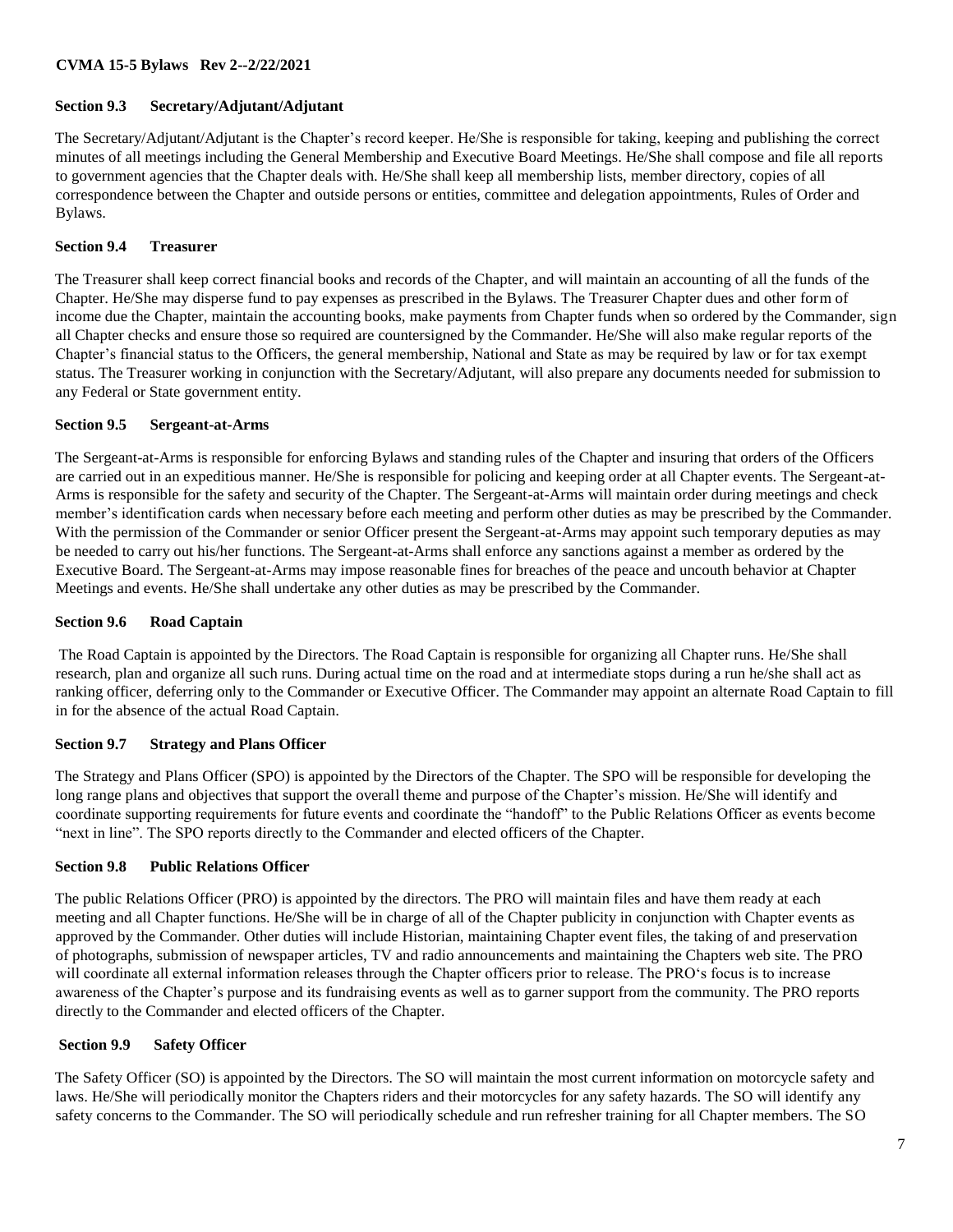### Section 9.3 Secretary/Adjutant/Adjutant

The Secretary/Adjutant/Adjutant is the Chapter's record keeper. He/She is responsible for taking, keeping and publishing the correct minutes of all meetings including the General Membership and Executive Board Meetings. He/She shall compose and file all reports to government agencies that the Chapter deals with. He/She shall keep all membership lists, member directory, copies of all correspondence between the Chapter and outside persons or entities, committee and delegation appointments, Rules of Order and Bylaws.

### Section 9.4 Treasurer

The Treasurer shall keep correct financial books and records of the Chapter, and will maintain an accounting of all the funds of the Chapter. He/She may disperse fund to pay expenses as prescribed in the Bylaws. The Treasurer Chapter dues and other form of income due the Chapter, maintain the accounting books, make payments from Chapter funds when so ordered by the Commander, sign all Chapter checks and ensure those so required are countersigned by the Commander. He/She will also make regular reports of the Chapter's financial status to the Officers, the general membership, National and State as may be required by law or for tax exempt status. The Treasurer working in conjunction with the Secretary/Adjutant, will also prepare any documents needed for submission to any Federal or State government entity.

### Section 9.5 Sergeant-at-Arms

The Sergeant-at-Arms is responsible for enforcing Bylaws and standing rules of the Chapter and insuring that orders of the Officers are carried out in an expeditious manner. He/She is responsible for policing and keeping order at all Chapter events. The Sergeant-at-Arms is responsible for the safety and security of the Chapter. The Sergeant-at-Arms will maintain order during meetings and check member's identification cards when necessary before each meeting and perform other duties as may be prescribed by the Commander. With the permission of the Commander or senior Officer present the Sergeant-at-Arms may appoint such temporary deputies as may be needed to carry out his/her functions. The Sergeant-at-Arms shall enforce any sanctions against a member as ordered by the Executive Board. The Sergeant-at-Arms may impose reasonable fines for breaches of the peace and uncouth behavior at Chapter Meetings and events. He/She shall undertake any other duties as may be prescribed by the Commander.

### Section 9.6 Road Captain

The Road Captain is appointed by the Directors. The Road Captain is responsible for organizing all Chapter runs. He/She shall research, plan and organize all such runs. During actual time on the road and at intermediate stops during a run he/she shall act as ranking officer, deferring only to the Commander or Executive Officer. The Commander may appoint an alternate Road Captain to fill in for the absence of the actual Road Captain.

### Section 9.7 Strategy and Plans Officer

The Strategy and Plans Officer (SPO) is appointed by the Directors of the Chapter. The SPO will be responsible for developing the long range plans and objectives that support the overall theme and purpose of the Chapter's mission. He/She will identify and coordinate supporting requirements for future events and coordinate the "handoff" to the Public Relations Officer as events become "next in line". The SPO reports directly to the Commander and elected officers of the Chapter.

### Section 9.8 Public Relations Officer

The public Relations Officer (PRO) is appointed by the directors. The PRO will maintain files and have them ready at each meeting and all Chapter functions. He/She will be in charge of all of the Chapter publicity in conjunction with Chapter events as approved by the Commander. Other duties will include Historian, maintaining Chapter event files, the taking of and preservation of photographs, submission of newspaper articles, TV and radio announcements and maintaining the Chapters web site. The PRO will coordinate all external information releases through the Chapter officers prior to release. The PRO's focus is to increase awareness of the Chapter's purpose and its fundraising events as well as to garner support from the community. The PRO reports directly to the Commander and elected officers of the Chapter.

### Section 9.9 Safety Officer

The Safety Officer (SO) is appointed by the Directors. The SO will maintain the most current information on motorcycle safety and laws. He/She will periodically monitor the Chapters riders and their motorcycles for any safety hazards. The SO will identify any safety concerns to the Commander. The SO will periodically schedule and run refresher training for all Chapter members. The SO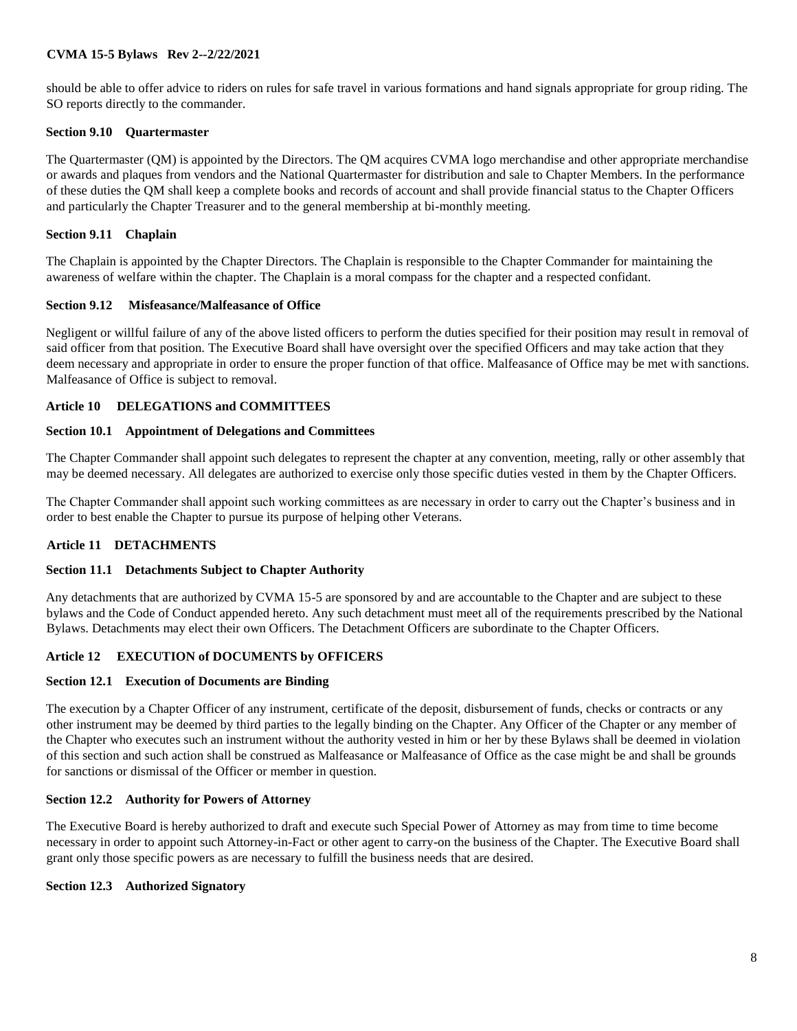should be able to offer advice to riders on rules for safe travel in various formations and hand signals appropriate for group riding. The SO reports directly to the commander.

### Section 9.10 Quartermaster

The Quartermaster (QM) is appointed by the Directors. The QM acquires CVMA logo merchandise and other appropriate merchandise or awards and plaques from vendors and the National Quartermaster for distribution and sale to Chapter Members. In the performance of these duties the QM shall keep a complete books and records of account and shall provide financial status to the Chapter Officers and particularly the Chapter Treasurer and to the general membership at bi-monthly meeting.

### Section 9.11 Chaplain

The Chaplain is appointed by the Chapter Directors. The Chaplain is responsible to the Chapter Commander for maintaining the awareness of welfare within the chapter. The Chaplain is a moral compass for the chapter and a respected confidant.

### Section 9.12 Misfeasance/Malfeasance of Office

Negligent or willful failure of any of the above listed officers to perform the duties specified for their position may result in removal of said officer from that position. The Executive Board shall have oversight over the specified Officers and may take action that they deem necessary and appropriate in order to ensure the proper function of that office. Malfeasance of Office may be met with sanctions. Malfeasance of Office is subject to removal.

## Article 10 DELEGATIONS and COMMITTEES

### Section 10.1 Appointment of Delegations and Committees

The Chapter Commander shall appoint such delegates to represent the chapter at any convention, meeting, rally or other assembly that may be deemed necessary. All delegates are authorized to exercise only those specific duties vested in them by the Chapter Officers.

The Chapter Commander shall appoint such working committees as are necessary in order to carry out the Chapter's business and in order to best enable the Chapter to pursue its purpose of helping other Veterans.

## Article 11 DETACHMENTS

### Section 11.1 Detachments Subject to Chapter Authority

Any detachments that are authorized by CVMA 15-5 are sponsored by and are accountable to the Chapter and are subject to these bylaws and the Code of Conduct appended hereto. Any such detachment must meet all of the requirements prescribed by the National Bylaws. Detachments may elect their own Officers. The Detachment Officers are subordinate to the Chapter Officers.

## Article 12 EXECUTION of DOCUMENTS by OFFICERS

### Section 12.1 Execution of Documents are Binding

The execution by a Chapter Officer of any instrument, certificate of the deposit, disbursement of funds, checks or contracts or any other instrument may be deemed by third parties to the legally binding on the Chapter. Any Officer of the Chapter or any member of the Chapter who executes such an instrument without the authority vested in him or her by these Bylaws shall be deemed in violation of this section and such action shall be construed as Malfeasance or Malfeasance of Office as the case might be and shall be grounds for sanctions or dismissal of the Officer or member in question.

### Section 12.2 Authority for Powers of Attorney

The Executive Board is hereby authorized to draft and execute such Special Power of Attorney as may from time to time become necessary in order to appoint such Attorney-in-Fact or other agent to carry-on the business of the Chapter. The Executive Board shall grant only those specific powers as are necessary to fulfill the business needs that are desired.

### Section 12.3 Authorized Signatory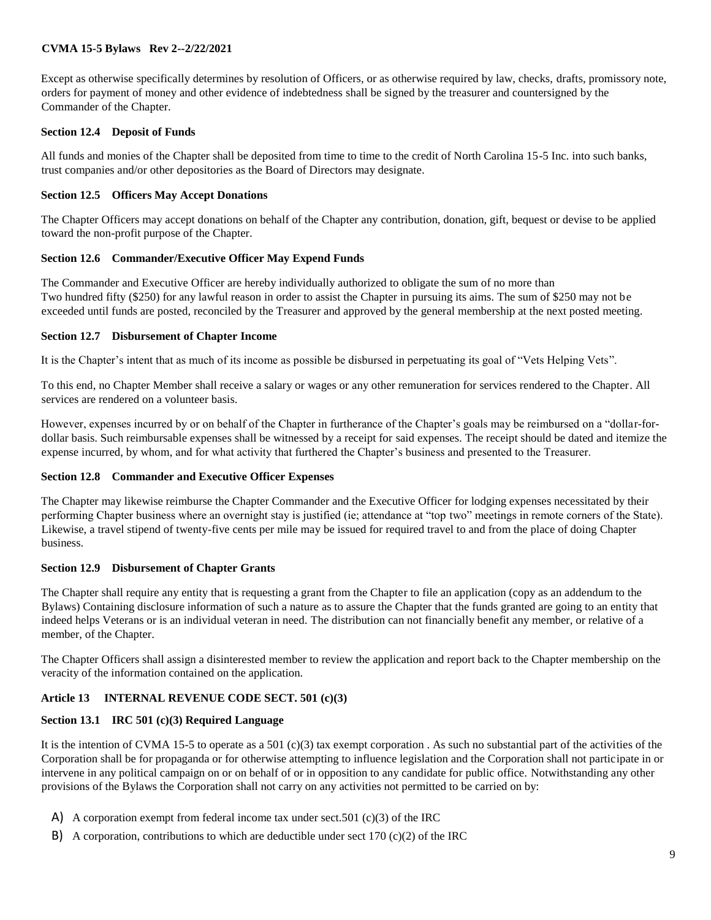Except as otherwise specifically determines by resolution of Officers, or as otherwise required by law, checks, drafts, promissory note, orders for payment of money and other evidence of indebtedness shall be signed by the treasurer and countersigned by the Commander of the Chapter.

### Section 12.4 Deposit of Funds

All funds and monies of the Chapter shall be deposited from time to time to the credit of North Carolina 15-5 Inc. into such banks, trust companies and/or other depositories as the Board of Directors may designate.

### Section 12.5 Officers May Accept Donations

The Chapter Officers may accept donations on behalf of the Chapter any contribution, donation, gift, bequest or devise to be applied toward the non-profit purpose of the Chapter.

### Section 12.6 Commander/Executive Officer May Expend Funds

The Commander and Executive Officer are hereby individually authorized to obligate the sum of no more than Two hundred fifty ($250) for any lawful reason in order to assist the Chapter in pursuing its aims. The sum of $250 may not be exceeded until funds are posted, reconciled by the Treasurer and approved by the general membership at the next posted meeting.

### Section 12.7 Disbursement of Chapter Income

It is the Chapter's intent that as much of its income as possible be disbursed in perpetuating its goal of "Vets Helping Vets".

To this end, no Chapter Member shall receive a salary or wages or any other remuneration for services rendered to the Chapter. All services are rendered on a volunteer basis.

However, expenses incurred by or on behalf of the Chapter in furtherance of the Chapter's goals may be reimbursed on a "dollar-for-dollar basis. Such reimbursable expenses shall be witnessed by a receipt for said expenses. The receipt should be dated and itemize the expense incurred, by whom, and for what activity that furthered the Chapter's business and presented to the Treasurer.

### Section 12.8 Commander and Executive Officer Expenses

The Chapter may likewise reimburse the Chapter Commander and the Executive Officer for lodging expenses necessitated by their performing Chapter business where an overnight stay is justified (ie; attendance at "top two" meetings in remote corners of the State). Likewise, a travel stipend of twenty-five cents per mile may be issued for required travel to and from the place of doing Chapter business.

### Section 12.9 Disbursement of Chapter Grants

The Chapter shall require any entity that is requesting a grant from the Chapter to file an application (copy as an addendum to the Bylaws) Containing disclosure information of such a nature as to assure the Chapter that the funds granted are going to an entity that indeed helps Veterans or is an individual veteran in need. The distribution can not financially benefit any member, or relative of a member, of the Chapter.

The Chapter Officers shall assign a disinterested member to review the application and report back to the Chapter membership on the veracity of the information contained on the application.

## Article 13 INTERNAL REVENUE CODE SECT. 501 (c)(3)

### Section 13.1 IRC 501 (c)(3) Required Language

It is the intention of CVMA 15-5 to operate as a 501 (c)(3) tax exempt corporation . As such no substantial part of the activities of the Corporation shall be for propaganda or for otherwise attempting to influence legislation and the Corporation shall not participate in or intervene in any political campaign on or on behalf of or in opposition to any candidate for public office. Notwithstanding any other provisions of the Bylaws the Corporation shall not carry on any activities not permitted to be carried on by:

A) A corporation exempt from federal income tax under sect.501 (c)(3) of the IRC

B) A corporation, contributions to which are deductible under sect 170 (c)(2) of the IRC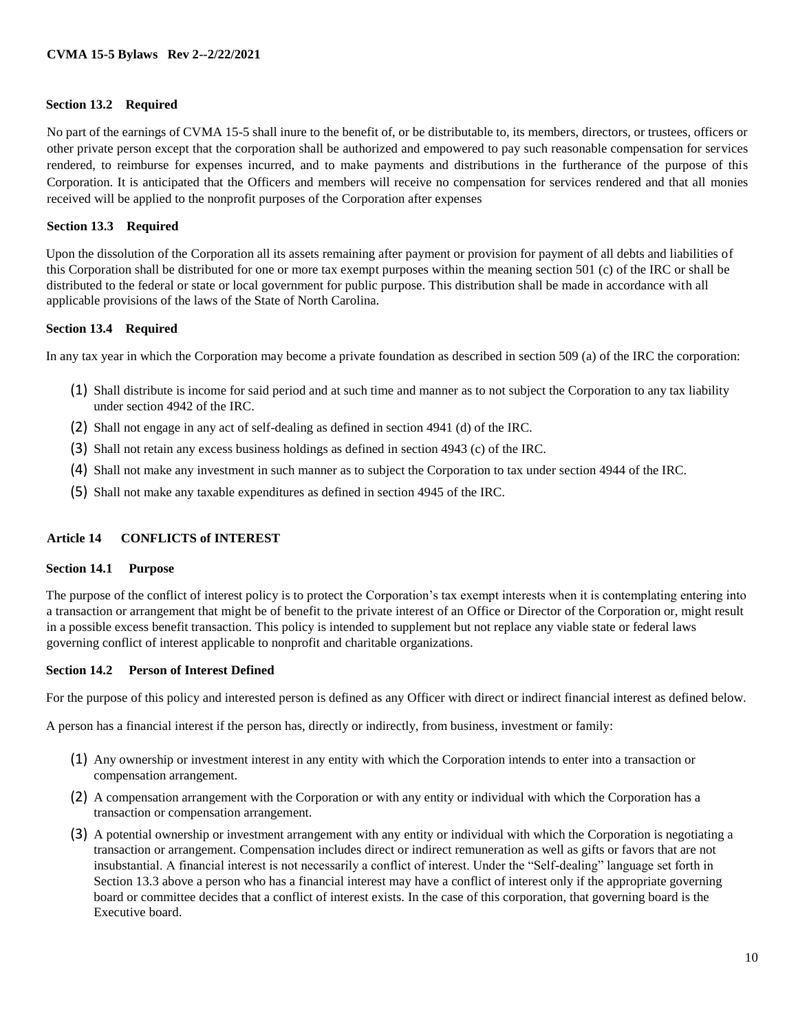### Section 13.2 Required

No part of the earnings of CVMA 15-5 shall inure to the benefit of, or be distributable to, its members, directors, or trustees, officers or other private person except that the corporation shall be authorized and empowered to pay such reasonable compensation for services rendered, to reimburse for expenses incurred, and to make payments and distributions in the furtherance of the purpose of this Corporation. It is anticipated that the Officers and members will receive no compensation for services rendered and that all monies received will be applied to the nonprofit purposes of the Corporation after expenses

### Section 13.3 Required

Upon the dissolution of the Corporation all its assets remaining after payment or provision for payment of all debts and liabilities of this Corporation shall be distributed for one or more tax exempt purposes within the meaning section 501 (c) of the IRC or shall be distributed to the federal or state or local government for public purpose. This distribution shall be made in accordance with all applicable provisions of the laws of the State of North Carolina.

### Section 13.4 Required

In any tax year in which the Corporation may become a private foundation as described in section 509 (a) of the IRC the corporation:

(1) Shall distribute is income for said period and at such time and manner as to not subject the Corporation to any tax liability under section 4942 of the IRC.

(2) Shall not engage in any act of self-dealing as defined in section 4941 (d) of the IRC.

(3) Shall not retain any excess business holdings as defined in section 4943 (c) of the IRC.

(4) Shall not make any investment in such manner as to subject the Corporation to tax under section 4944 of the IRC.

(5) Shall not make any taxable expenditures as defined in section 4945 of the IRC.

## Article 14 CONFLICTS of INTEREST

### Section 14.1 Purpose

The purpose of the conflict of interest policy is to protect the Corporation's tax exempt interests when it is contemplating entering into a transaction or arrangement that might be of benefit to the private interest of an Office or Director of the Corporation or, might result in a possible excess benefit transaction. This policy is intended to supplement but not replace any viable state or federal laws governing conflict of interest applicable to nonprofit and charitable organizations.

### Section 14.2 Person of Interest Defined

For the purpose of this policy and interested person is defined as any Officer with direct or indirect financial interest as defined below.

A person has a financial interest if the person has, directly or indirectly, from business, investment or family:

(1) Any ownership or investment interest in any entity with which the Corporation intends to enter into a transaction or compensation arrangement.

(2) A compensation arrangement with the Corporation or with any entity or individual with which the Corporation has a transaction or compensation arrangement.

(3) A potential ownership or investment arrangement with any entity or individual with which the Corporation is negotiating a transaction or arrangement. Compensation includes direct or indirect remuneration as well as gifts or favors that are not insubstantial. A financial interest is not necessarily a conflict of interest. Under the "Self-dealing" language set forth in Section 13.3 above a person who has a financial interest may have a conflict of interest only if the appropriate governing board or committee decides that a conflict of interest exists. In the case of this corporation, that governing board is the Executive board.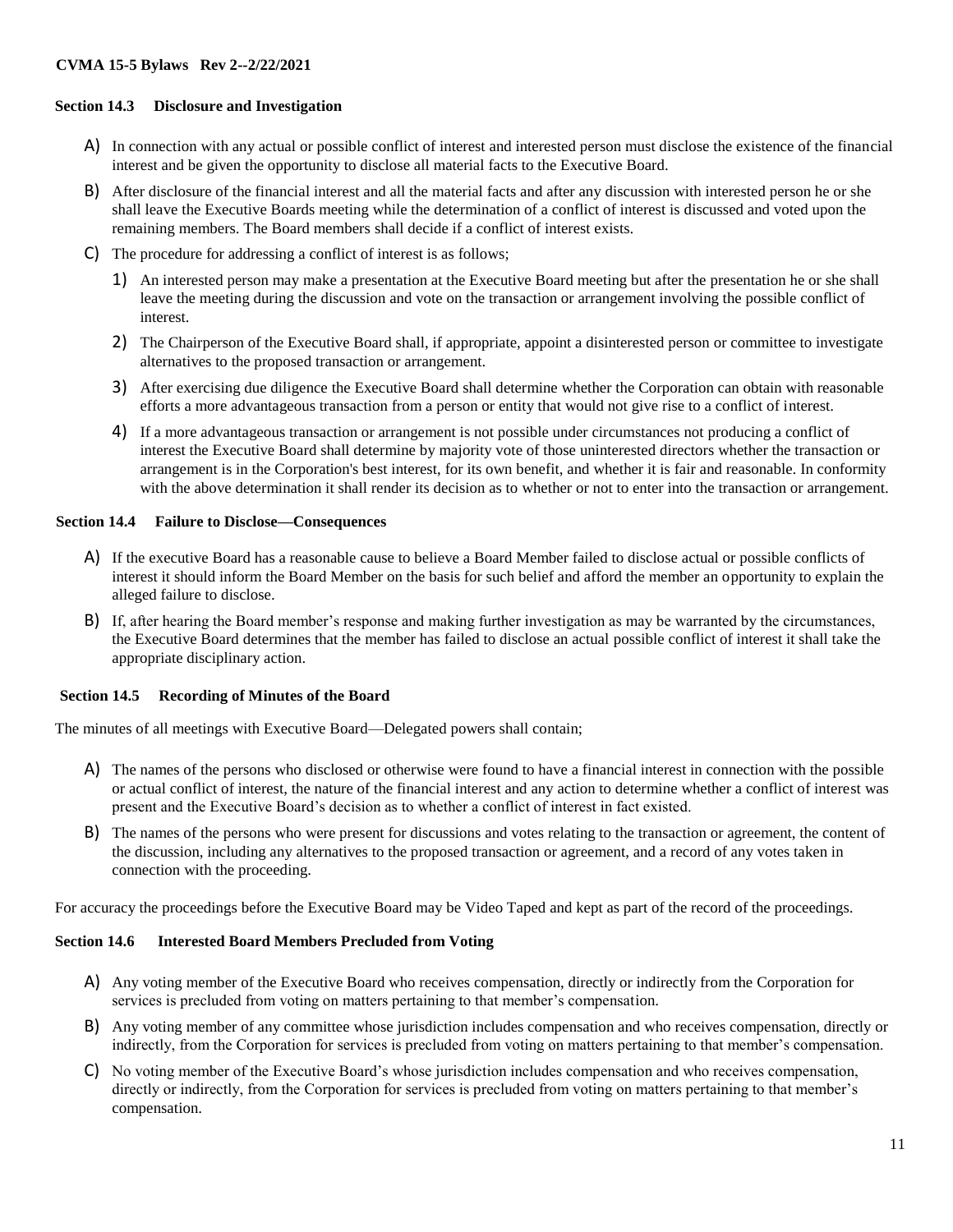### Section 14.3 Disclosure and Investigation

A) In connection with any actual or possible conflict of interest and interested person must disclose the existence of the financial interest and be given the opportunity to disclose all material facts to the Executive Board.

B) After disclosure of the financial interest and all the material facts and after any discussion with interested person he or she shall leave the Executive Boards meeting while the determination of a conflict of interest is discussed and voted upon the remaining members. The Board members shall decide if a conflict of interest exists.

C) The procedure for addressing a conflict of interest is as follows;

1) An interested person may make a presentation at the Executive Board meeting but after the presentation he or she shall leave the meeting during the discussion and vote on the transaction or arrangement involving the possible conflict of interest.

2) The Chairperson of the Executive Board shall, if appropriate, appoint a disinterested person or committee to investigate alternatives to the proposed transaction or arrangement.

3) After exercising due diligence the Executive Board shall determine whether the Corporation can obtain with reasonable efforts a more advantageous transaction from a person or entity that would not give rise to a conflict of interest.

4) If a more advantageous transaction or arrangement is not possible under circumstances not producing a conflict of interest the Executive Board shall determine by majority vote of those uninterested directors whether the transaction or arrangement is in the Corporation's best interest, for its own benefit, and whether it is fair and reasonable. In conformity with the above determination it shall render its decision as to whether or not to enter into the transaction or arrangement.

### Section 14.4 Failure to Disclose—Consequences

A) If the executive Board has a reasonable cause to believe a Board Member failed to disclose actual or possible conflicts of interest it should inform the Board Member on the basis for such belief and afford the member an opportunity to explain the alleged failure to disclose.

B) If, after hearing the Board member's response and making further investigation as may be warranted by the circumstances, the Executive Board determines that the member has failed to disclose an actual possible conflict of interest it shall take the appropriate disciplinary action.

### Section 14.5 Recording of Minutes of the Board

The minutes of all meetings with Executive Board—Delegated powers shall contain;

A) The names of the persons who disclosed or otherwise were found to have a financial interest in connection with the possible or actual conflict of interest, the nature of the financial interest and any action to determine whether a conflict of interest was present and the Executive Board's decision as to whether a conflict of interest in fact existed.

B) The names of the persons who were present for discussions and votes relating to the transaction or agreement, the content of the discussion, including any alternatives to the proposed transaction or agreement, and a record of any votes taken in connection with the proceeding.

For accuracy the proceedings before the Executive Board may be Video Taped and kept as part of the record of the proceedings.

### Section 14.6 Interested Board Members Precluded from Voting

A) Any voting member of the Executive Board who receives compensation, directly or indirectly from the Corporation for services is precluded from voting on matters pertaining to that member's compensation.

B) Any voting member of any committee whose jurisdiction includes compensation and who receives compensation, directly or indirectly, from the Corporation for services is precluded from voting on matters pertaining to that member's compensation.

C) No voting member of the Executive Board's whose jurisdiction includes compensation and who receives compensation, directly or indirectly, from the Corporation for services is precluded from voting on matters pertaining to that member's compensation.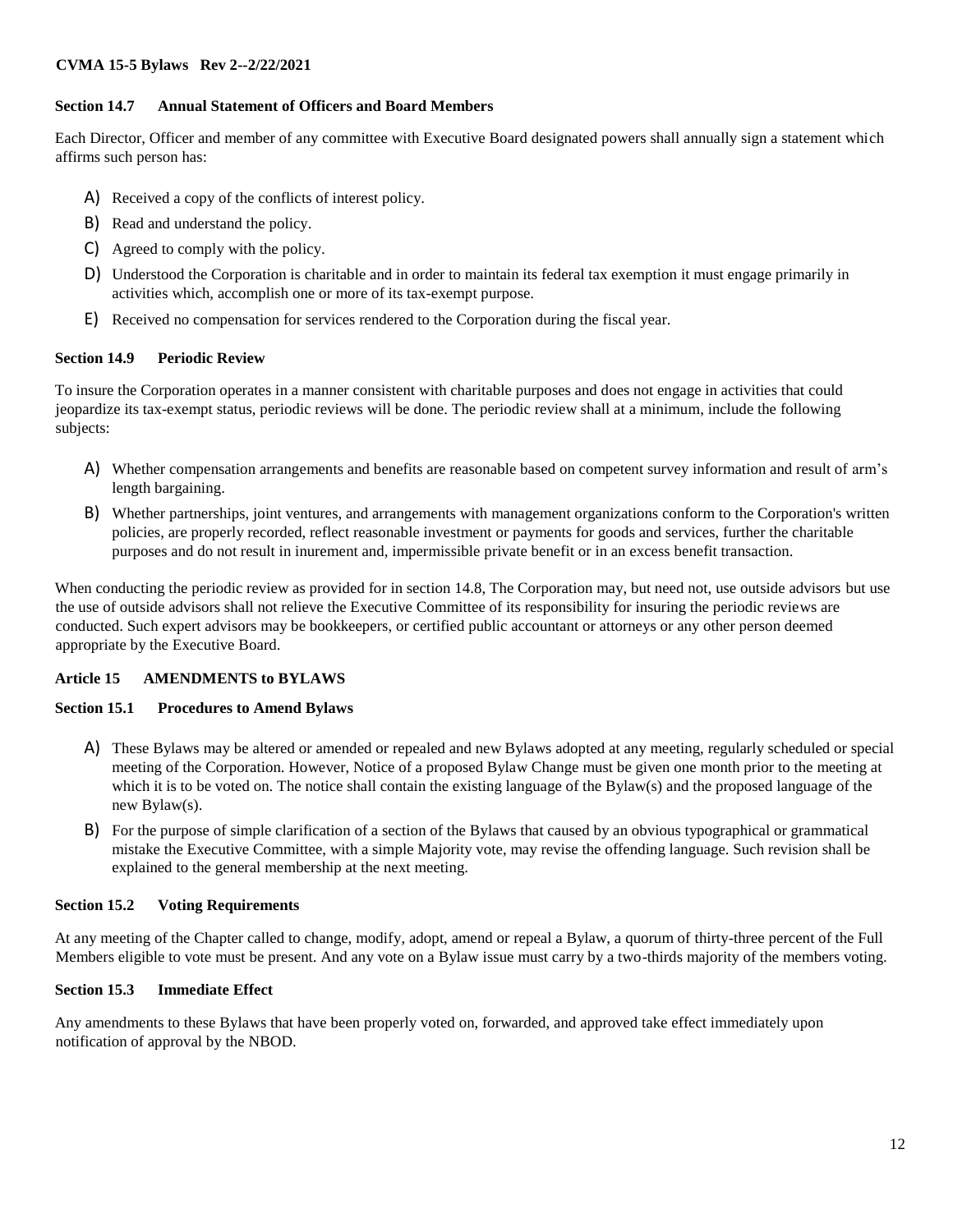### Section 14.7 Annual Statement of Officers and Board Members

Each Director, Officer and member of any committee with Executive Board designated powers shall annually sign a statement which affirms such person has:

A) Received a copy of the conflicts of interest policy.

B) Read and understand the policy.

C) Agreed to comply with the policy.

D) Understood the Corporation is charitable and in order to maintain its federal tax exemption it must engage primarily in activities which, accomplish one or more of its tax-exempt purpose.

E) Received no compensation for services rendered to the Corporation during the fiscal year.

### Section 14.9 Periodic Review

To insure the Corporation operates in a manner consistent with charitable purposes and does not engage in activities that could jeopardize its tax-exempt status, periodic reviews will be done. The periodic review shall at a minimum, include the following subjects:

A) Whether compensation arrangements and benefits are reasonable based on competent survey information and result of arm's length bargaining.

B) Whether partnerships, joint ventures, and arrangements with management organizations conform to the Corporation's written policies, are properly recorded, reflect reasonable investment or payments for goods and services, further the charitable purposes and do not result in inurement and, impermissible private benefit or in an excess benefit transaction.

When conducting the periodic review as provided for in section 14.8, The Corporation may, but need not, use outside advisors but use the use of outside advisors shall not relieve the Executive Committee of its responsibility for insuring the periodic reviews are conducted. Such expert advisors may be bookkeepers, or certified public accountant or attorneys or any other person deemed appropriate by the Executive Board.

## Article 15 AMENDMENTS to BYLAWS

### Section 15.1 Procedures to Amend Bylaws

A) These Bylaws may be altered or amended or repealed and new Bylaws adopted at any meeting, regularly scheduled or special meeting of the Corporation. However, Notice of a proposed Bylaw Change must be given one month prior to the meeting at which it is to be voted on. The notice shall contain the existing language of the Bylaw(s) and the proposed language of the new Bylaw(s).

B) For the purpose of simple clarification of a section of the Bylaws that caused by an obvious typographical or grammatical mistake the Executive Committee, with a simple Majority vote, may revise the offending language. Such revision shall be explained to the general membership at the next meeting.

### Section 15.2 Voting Requirements

At any meeting of the Chapter called to change, modify, adopt, amend or repeal a Bylaw, a quorum of thirty-three percent of the Full Members eligible to vote must be present. And any vote on a Bylaw issue must carry by a two-thirds majority of the members voting.

### Section 15.3 Immediate Effect

Any amendments to these Bylaws that have been properly voted on, forwarded, and approved take effect immediately upon notification of approval by the NBOD.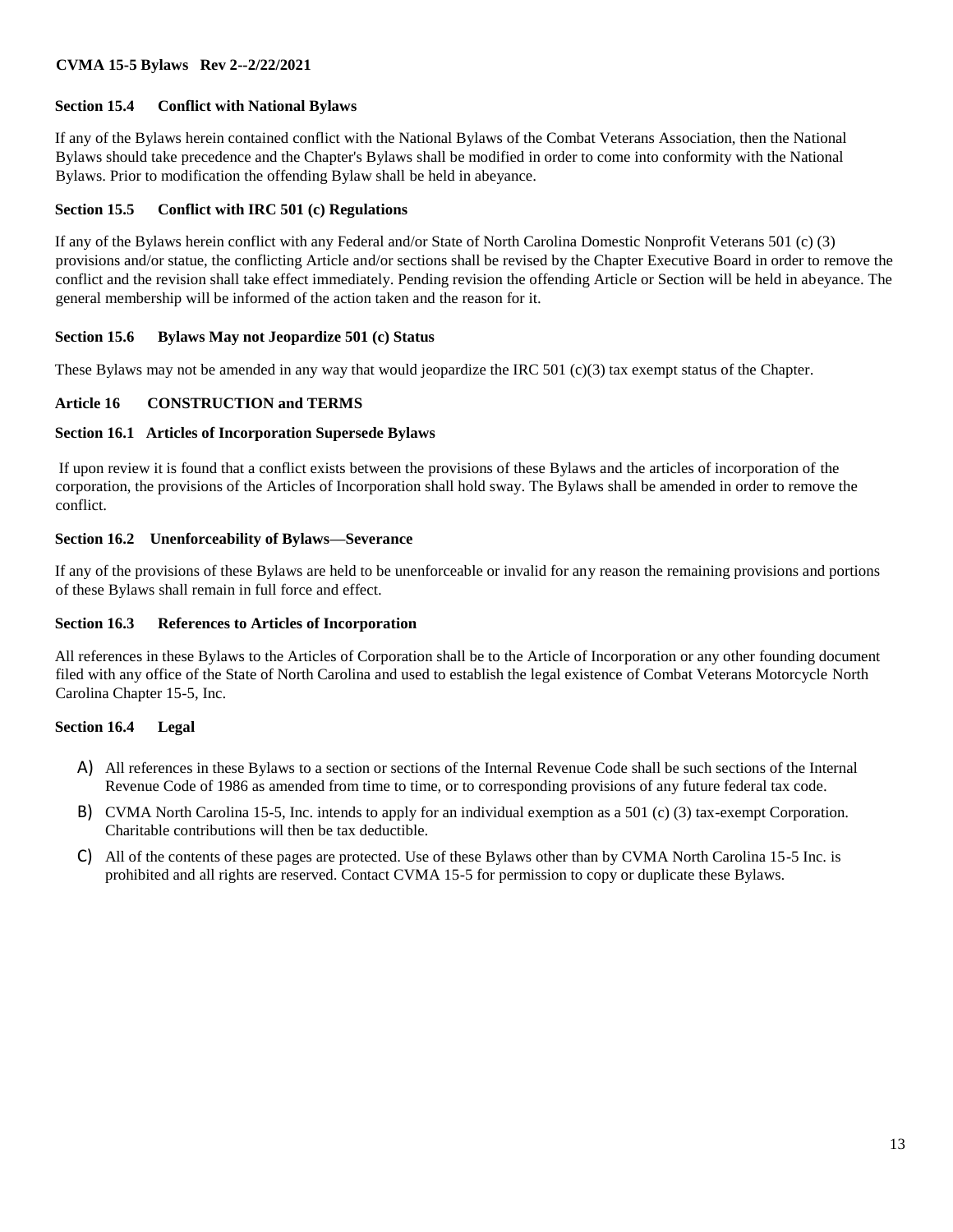### Section 15.4 Conflict with National Bylaws

If any of the Bylaws herein contained conflict with the National Bylaws of the Combat Veterans Association, then the National Bylaws should take precedence and the Chapter's Bylaws shall be modified in order to come into conformity with the National Bylaws. Prior to modification the offending Bylaw shall be held in abeyance.

### Section 15.5 Conflict with IRC 501 (c) Regulations

If any of the Bylaws herein conflict with any Federal and/or State of North Carolina Domestic Nonprofit Veterans 501 (c) (3) provisions and/or statue, the conflicting Article and/or sections shall be revised by the Chapter Executive Board in order to remove the conflict and the revision shall take effect immediately. Pending revision the offending Article or Section will be held in abeyance. The general membership will be informed of the action taken and the reason for it.

### Section 15.6 Bylaws May not Jeopardize 501 (c) Status

These Bylaws may not be amended in any way that would jeopardize the IRC 501 (c)(3) tax exempt status of the Chapter.

## Article 16 CONSTRUCTION and TERMS

### Section 16.1 Articles of Incorporation Supersede Bylaws

If upon review it is found that a conflict exists between the provisions of these Bylaws and the articles of incorporation of the corporation, the provisions of the Articles of Incorporation shall hold sway. The Bylaws shall be amended in order to remove the conflict.

### Section 16.2 Unenforceability of Bylaws—Severance

If any of the provisions of these Bylaws are held to be unenforceable or invalid for any reason the remaining provisions and portions of these Bylaws shall remain in full force and effect.

### Section 16.3 References to Articles of Incorporation

All references in these Bylaws to the Articles of Corporation shall be to the Article of Incorporation or any other founding document filed with any office of the State of North Carolina and used to establish the legal existence of Combat Veterans Motorcycle North Carolina Chapter 15-5, Inc.

### Section 16.4 Legal

A) All references in these Bylaws to a section or sections of the Internal Revenue Code shall be such sections of the Internal Revenue Code of 1986 as amended from time to time, or to corresponding provisions of any future federal tax code.

B) CVMA North Carolina 15-5, Inc. intends to apply for an individual exemption as a 501 (c) (3) tax-exempt Corporation. Charitable contributions will then be tax deductible.

C) All of the contents of these pages are protected. Use of these Bylaws other than by CVMA North Carolina 15-5 Inc. is prohibited and all rights are reserved. Contact CVMA 15-5 for permission to copy or duplicate these Bylaws.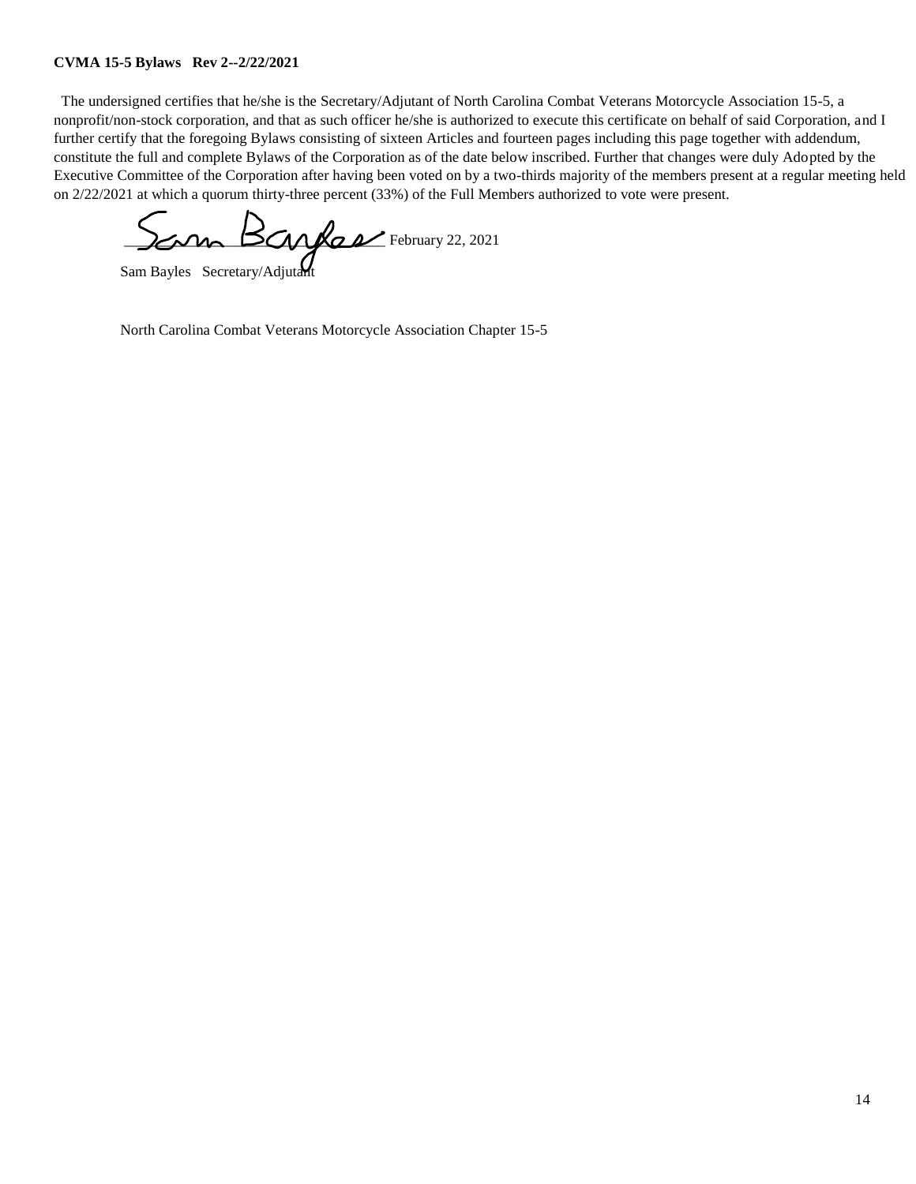**CVMA 15-5 Bylaws Rev 2--2/22/2021**

The undersigned certifies that he/she is the Secretary/Adjutant of North Carolina Combat Veterans Motorcycle Association 15-5, a nonprofit/non-stock corporation, and that as such officer he/she is authorized to execute this certificate on behalf of said Corporation, and I further certify that the foregoing Bylaws consisting of sixteen Articles and fourteen pages including this page together with addendum, constitute the full and complete Bylaws of the Corporation as of the date below inscribed. Further that changes were duly Adopted by the Executive Committee of the Corporation after having been voted on by a two-thirds majority of the members present at a regular meeting held on 2/22/2021 at which a quorum thirty-three percent (33%) of the Full Members authorized to vote were present.

Sam Bayles February 22, 2021

Sam Bayles Secretary/Adjutant

North Carolina Combat Veterans Motorcycle Association Chapter 15-5